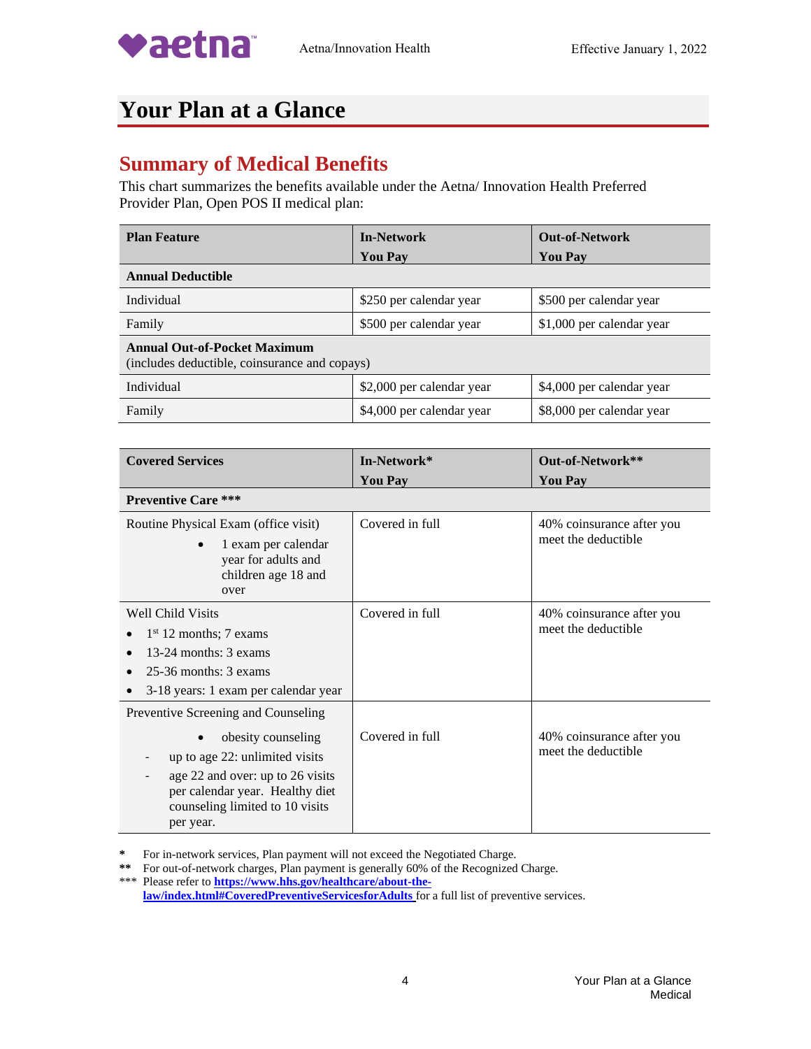# Your Plan at a Glance

## Summary of Medical Benefits

This chart summarizes the benefits available under the Aetna/ Innovation Health Preferred Provider Plan, Open POS II medical plan:

| Plan Feature | In-Network You Pay | Out-of-Network You Pay |
|---|---|---|
| **Annual Deductible** | | |
| Individual | $250 per calendar year | $500 per calendar year |
| Family | $500 per calendar year | $1,000 per calendar year |
| **Annual Out-of-Pocket Maximum** (includes deductible, coinsurance and copays) | | |
| Individual | $2,000 per calendar year | $4,000 per calendar year |
| Family | $4,000 per calendar year | $8,000 per calendar year |

| Covered Services | In-Network* You Pay | Out-of-Network** You Pay |
|---|---|---|
| **Preventive Care *** ** | | |
| Routine Physical Exam (office visit)<br>• 1 exam per calendar year for adults and children age 18 and over | Covered in full | 40% coinsurance after you meet the deductible |
| Well Child Visits<br>• 1st 12 months; 7 exams<br>• 13-24 months: 3 exams<br>• 25-36 months: 3 exams<br>• 3-18 years: 1 exam per calendar year | Covered in full | 40% coinsurance after you meet the deductible |
| Preventive Screening and Counseling<br>• obesity counseling<br>- up to age 22: unlimited visits<br>- age 22 and over: up to 26 visits per calendar year. Healthy diet counseling limited to 10 visits per year. | Covered in full | 40% coinsurance after you meet the deductible |

* For in-network services, Plan payment will not exceed the Negotiated Charge.

** For out-of-network charges, Plan payment is generally 60% of the Recognized Charge.

*** Please refer to **https://www.hhs.gov/healthcare/about-the-law/index.html#CoveredPreventiveServicesforAdults** for a full list of preventive services.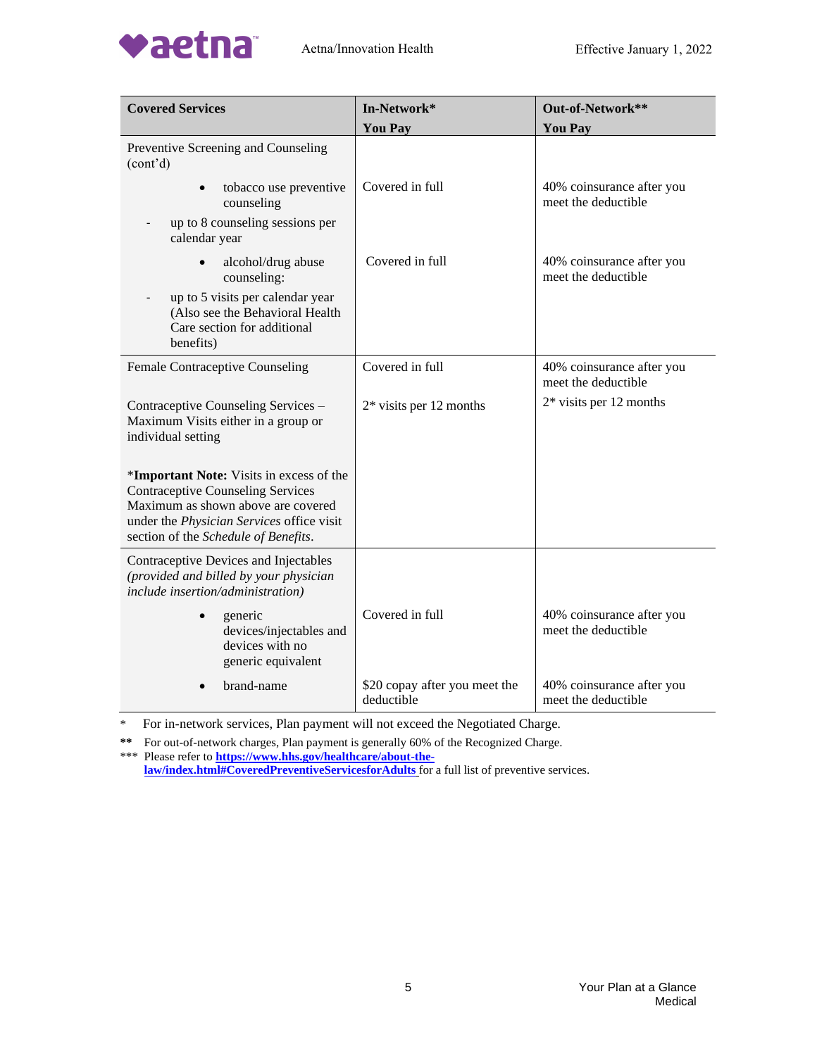| Covered Services | In-Network* You Pay | Out-of-Network** You Pay |
|---|---|---|
| Preventive Screening and Counseling (cont'd) | | |
| • tobacco use preventive counseling<br>- up to 8 counseling sessions per calendar year | Covered in full | 40% coinsurance after you meet the deductible |
| • alcohol/drug abuse counseling:<br>- up to 5 visits per calendar year (Also see the Behavioral Health Care section for additional benefits) | Covered in full | 40% coinsurance after you meet the deductible |
| Female Contraceptive Counseling | Covered in full | 40% coinsurance after you meet the deductible |
| Contraceptive Counseling Services – Maximum Visits either in a group or individual setting | 2* visits per 12 months | 2* visits per 12 months |
| ***Important Note:** Visits in excess of the Contraceptive Counseling Services Maximum as shown above are covered under the *Physician Services* office visit section of the *Schedule of Benefits*. | | |
| Contraceptive Devices and Injectables *(provided and billed by your physician include insertion/administration)* | | |
| • generic devices/injectables and devices with no generic equivalent | Covered in full | 40% coinsurance after you meet the deductible |
| • brand-name | $20 copay after you meet the deductible | 40% coinsurance after you meet the deductible |

\* For in-network services, Plan payment will not exceed the Negotiated Charge.

** For out-of-network charges, Plan payment is generally 60% of the Recognized Charge.

*** Please refer to **https://www.hhs.gov/healthcare/about-the-law/index.html#CoveredPreventiveServicesforAdults** for a full list of preventive services.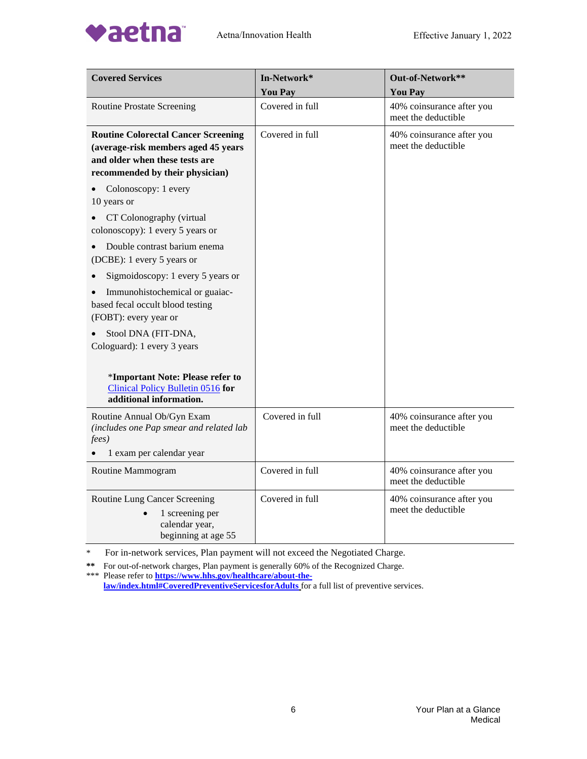| Covered Services | In-Network* You Pay | Out-of-Network** You Pay |
|---|---|---|
| Routine Prostate Screening | Covered in full | 40% coinsurance after you meet the deductible |
| **Routine Colorectal Cancer Screening (average-risk members aged 45 years and older when these tests are recommended by their physician)**<br>• Colonoscopy: 1 every 10 years or<br>• CT Colonography (virtual colonoscopy): 1 every 5 years or<br>• Double contrast barium enema (DCBE): 1 every 5 years or<br>• Sigmoidoscopy: 1 every 5 years or<br>• Immunohistochemical or guaiac-based fecal occult blood testing (FOBT): every year or<br>• Stool DNA (FIT-DNA, Cologuard): 1 every 3 years<br><br>*****Important Note: Please refer to** Clinical Policy Bulletin 0516 **for additional information.** | Covered in full | 40% coinsurance after you meet the deductible |
| Routine Annual Ob/Gyn Exam *(includes one Pap smear and related lab fees)*<br>• 1 exam per calendar year | Covered in full | 40% coinsurance after you meet the deductible |
| Routine Mammogram | Covered in full | 40% coinsurance after you meet the deductible |
| Routine Lung Cancer Screening<br>• 1 screening per calendar year, beginning at age 55 | Covered in full | 40% coinsurance after you meet the deductible |

\* For in-network services, Plan payment will not exceed the Negotiated Charge.

**\*\*** For out-of-network charges, Plan payment is generally 60% of the Recognized Charge.

\*\*\* Please refer to **https://www.hhs.gov/healthcare/about-the-law/index.html#CoveredPreventiveServicesforAdults** for a full list of preventive services.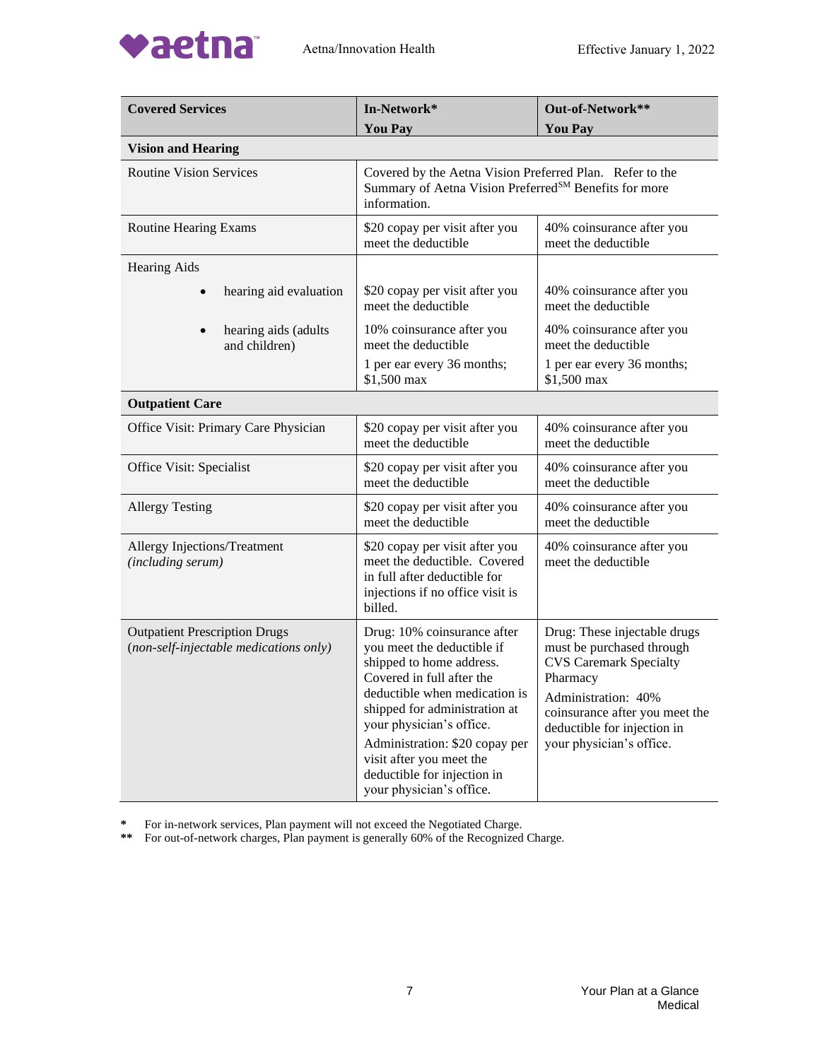| Covered Services | In-Network* You Pay | Out-of-Network** You Pay |
| --- | --- | --- |
| **Vision and Hearing** | | |
| Routine Vision Services | Covered by the Aetna Vision Preferred Plan. Refer to the Summary of Aetna Vision Preferred℠ Benefits for more information. | |
| Routine Hearing Exams | $20 copay per visit after you meet the deductible | 40% coinsurance after you meet the deductible |
| Hearing Aids | | |
| • hearing aid evaluation | $20 copay per visit after you meet the deductible | 40% coinsurance after you meet the deductible |
| • hearing aids (adults and children) | 10% coinsurance after you meet the deductible<br>1 per ear every 36 months; $1,500 max | 40% coinsurance after you meet the deductible<br>1 per ear every 36 months; $1,500 max |
| **Outpatient Care** | | |
| Office Visit: Primary Care Physician | $20 copay per visit after you meet the deductible | 40% coinsurance after you meet the deductible |
| Office Visit: Specialist | $20 copay per visit after you meet the deductible | 40% coinsurance after you meet the deductible |
| Allergy Testing | $20 copay per visit after you meet the deductible | 40% coinsurance after you meet the deductible |
| Allergy Injections/Treatment *(including serum)* | $20 copay per visit after you meet the deductible. Covered in full after deductible for injections if no office visit is billed. | 40% coinsurance after you meet the deductible |
| Outpatient Prescription Drugs *(non-self-injectable medications only)* | Drug: 10% coinsurance after you meet the deductible if shipped to home address. Covered in full after the deductible when medication is shipped for administration at your physician's office.<br>Administration: $20 copay per visit after you meet the deductible for injection in your physician's office. | Drug: These injectable drugs must be purchased through CVS Caremark Specialty Pharmacy<br>Administration: 40% coinsurance after you meet the deductible for injection in your physician's office. |

\* For in-network services, Plan payment will not exceed the Negotiated Charge.

\*\* For out-of-network charges, Plan payment is generally 60% of the Recognized Charge.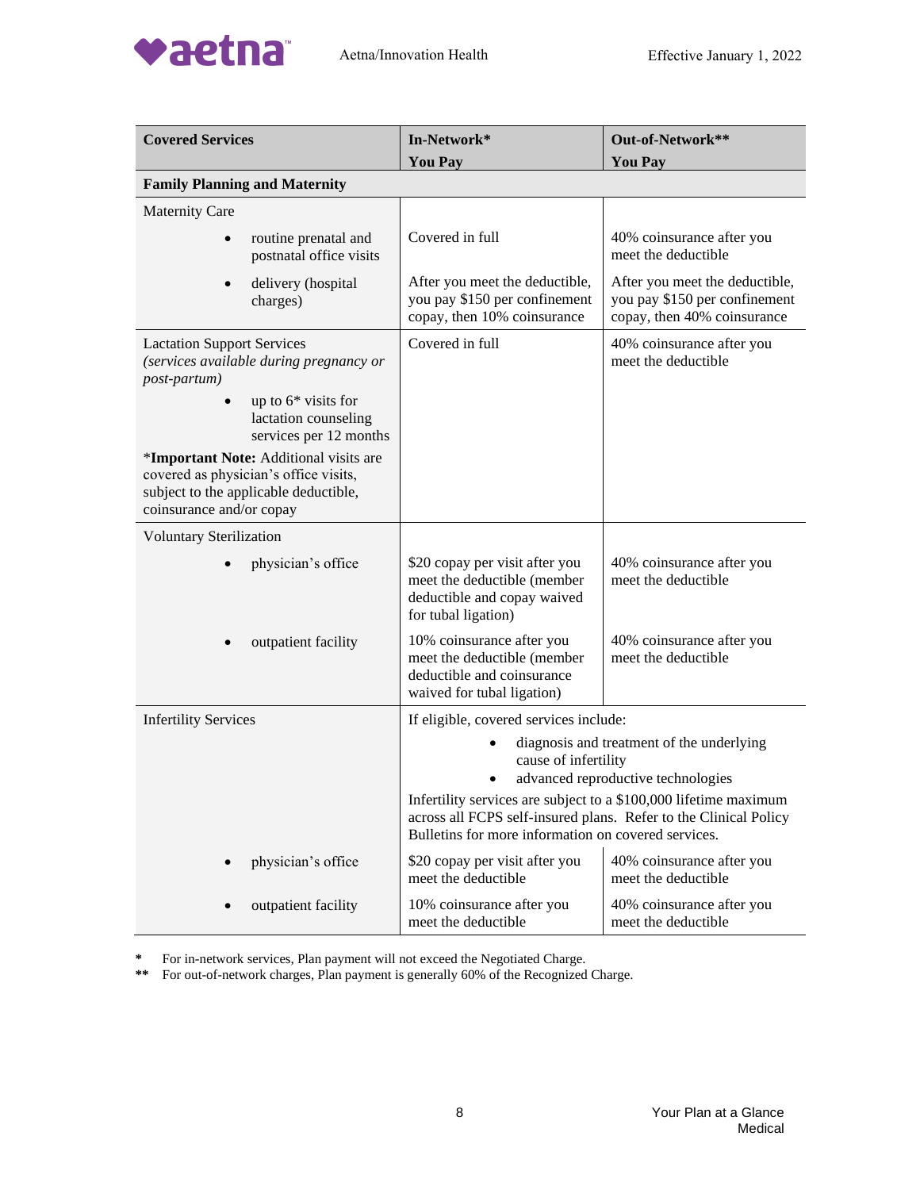| Covered Services | In-Network* You Pay | Out-of-Network** You Pay |
|---|---|---|
| **Family Planning and Maternity** | | |
| Maternity Care | | |
| • routine prenatal and postnatal office visits | Covered in full | 40% coinsurance after you meet the deductible |
| • delivery (hospital charges) | After you meet the deductible, you pay $150 per confinement copay, then 10% coinsurance | After you meet the deductible, you pay $150 per confinement copay, then 40% coinsurance |
| Lactation Support Services *(services available during pregnancy or post-partum)* <br> • up to 6* visits for lactation counseling services per 12 months <br> ***Important Note:** Additional visits are covered as physician's office visits, subject to the applicable deductible, coinsurance and/or copay | Covered in full | 40% coinsurance after you meet the deductible |
| Voluntary Sterilization | | |
| • physician's office | $20 copay per visit after you meet the deductible (member deductible and copay waived for tubal ligation) | 40% coinsurance after you meet the deductible |
| • outpatient facility | 10% coinsurance after you meet the deductible (member deductible and coinsurance waived for tubal ligation) | 40% coinsurance after you meet the deductible |
| Infertility Services | If eligible, covered services include: <br> • diagnosis and treatment of the underlying cause of infertility <br> • advanced reproductive technologies <br> Infertility services are subject to a $100,000 lifetime maximum across all FCPS self-insured plans. Refer to the Clinical Policy Bulletins for more information on covered services. | |
| • physician's office | $20 copay per visit after you meet the deductible | 40% coinsurance after you meet the deductible |
| • outpatient facility | 10% coinsurance after you meet the deductible | 40% coinsurance after you meet the deductible |

\* For in-network services, Plan payment will not exceed the Negotiated Charge.

\*\* For out-of-network charges, Plan payment is generally 60% of the Recognized Charge.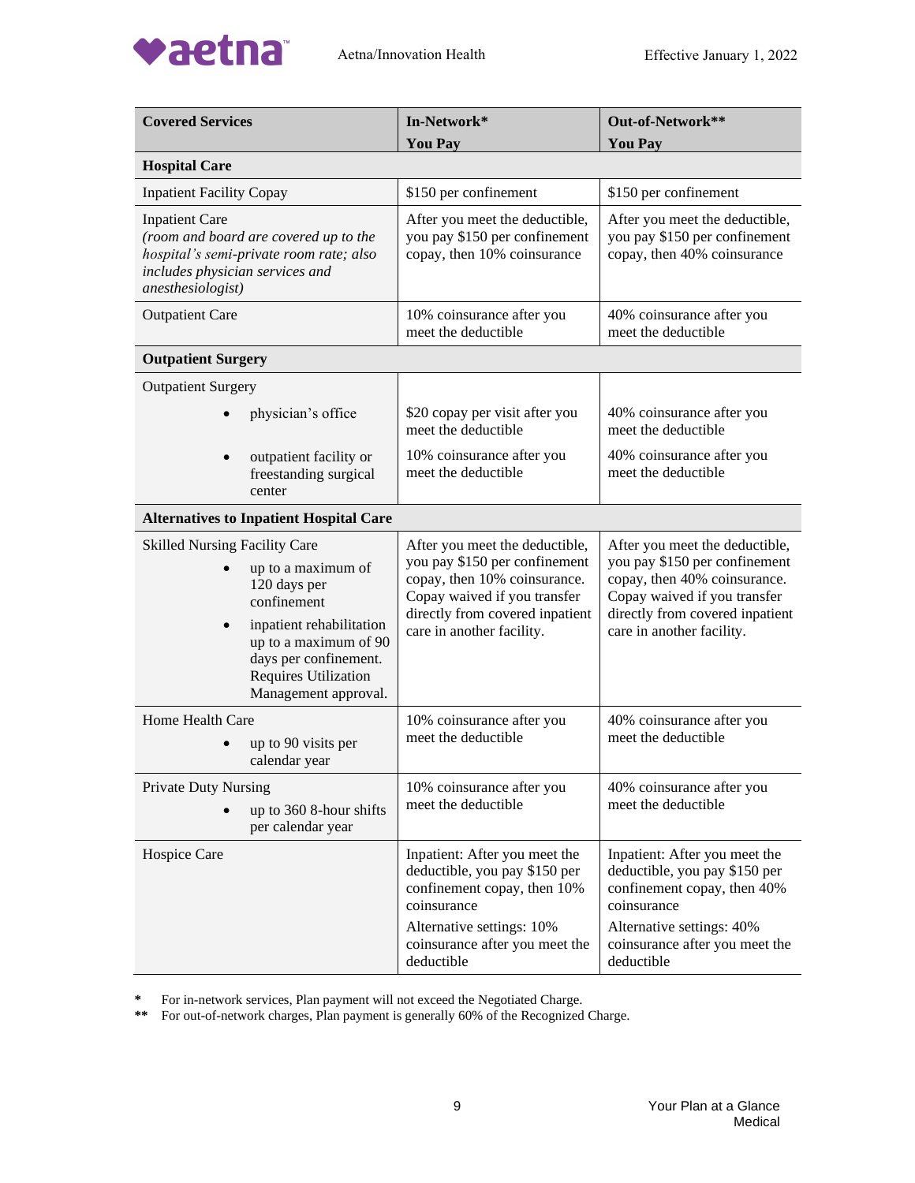| Covered Services | In-Network* You Pay | Out-of-Network** You Pay |
|---|---|---|
| **Hospital Care** | | |
| Inpatient Facility Copay | $150 per confinement | $150 per confinement |
| Inpatient Care *(room and board are covered up to the hospital's semi-private room rate; also includes physician services and anesthesiologist)* | After you meet the deductible, you pay $150 per confinement copay, then 10% coinsurance | After you meet the deductible, you pay $150 per confinement copay, then 40% coinsurance |
| Outpatient Care | 10% coinsurance after you meet the deductible | 40% coinsurance after you meet the deductible |
| **Outpatient Surgery** | | |
| Outpatient Surgery | | |
| • physician's office | $20 copay per visit after you meet the deductible | 40% coinsurance after you meet the deductible |
| • outpatient facility or freestanding surgical center | 10% coinsurance after you meet the deductible | 40% coinsurance after you meet the deductible |
| **Alternatives to Inpatient Hospital Care** | | |
| Skilled Nursing Facility Care • up to a maximum of 120 days per confinement • inpatient rehabilitation up to a maximum of 90 days per confinement. Requires Utilization Management approval. | After you meet the deductible, you pay $150 per confinement copay, then 10% coinsurance. Copay waived if you transfer directly from covered inpatient care in another facility. | After you meet the deductible, you pay $150 per confinement copay, then 40% coinsurance. Copay waived if you transfer directly from covered inpatient care in another facility. |
| Home Health Care • up to 90 visits per calendar year | 10% coinsurance after you meet the deductible | 40% coinsurance after you meet the deductible |
| Private Duty Nursing • up to 360 8-hour shifts per calendar year | 10% coinsurance after you meet the deductible | 40% coinsurance after you meet the deductible |
| Hospice Care | Inpatient: After you meet the deductible, you pay $150 per confinement copay, then 10% coinsurance<br>Alternative settings: 10% coinsurance after you meet the deductible | Inpatient: After you meet the deductible, you pay $150 per confinement copay, then 40% coinsurance<br>Alternative settings: 40% coinsurance after you meet the deductible |

\* For in-network services, Plan payment will not exceed the Negotiated Charge.

\*\* For out-of-network charges, Plan payment is generally 60% of the Recognized Charge.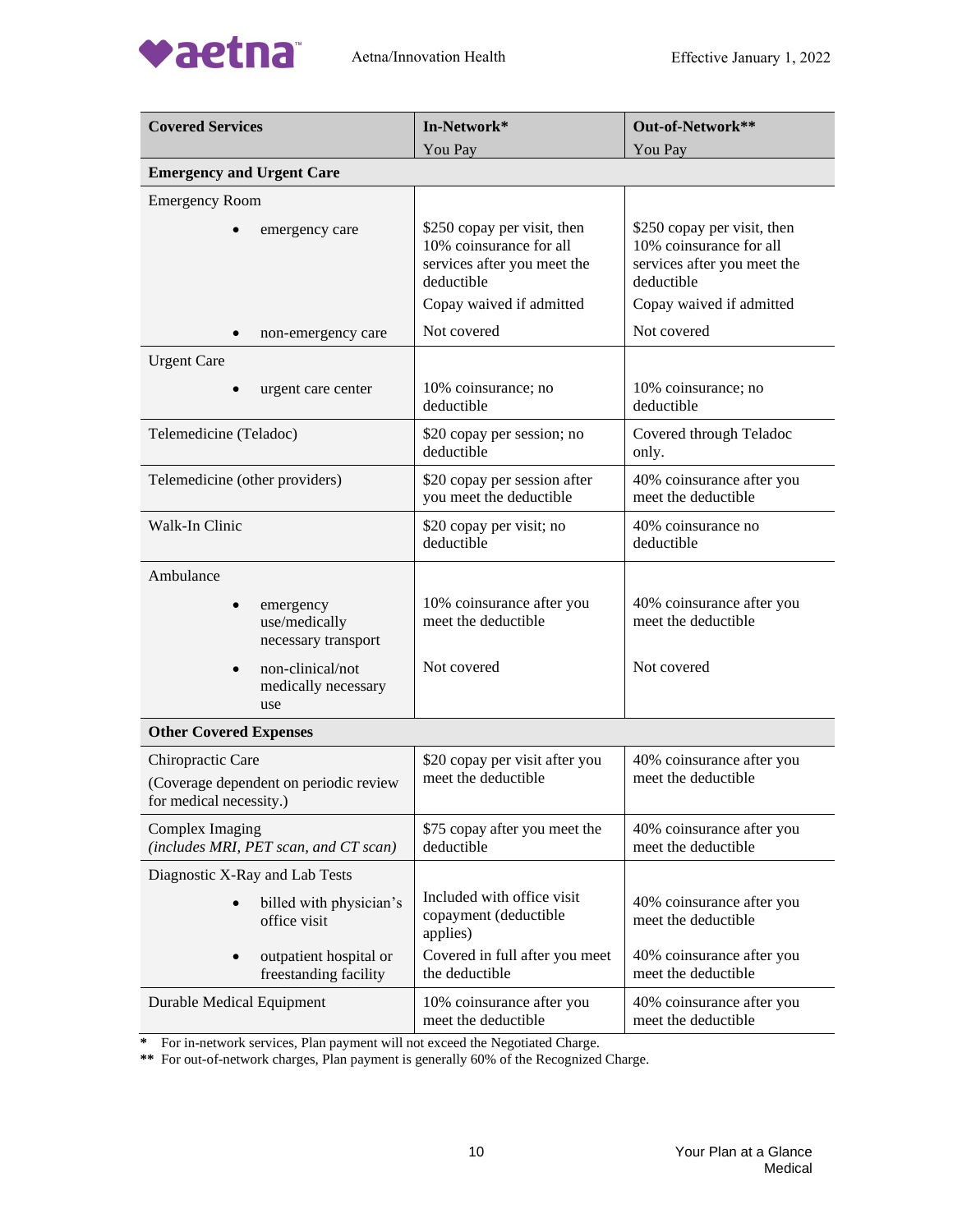| Covered Services | In-Network*<br>You Pay | Out-of-Network**<br>You Pay |
|---|---|---|
| **Emergency and Urgent Care** | | |
| Emergency Room | | |
| • emergency care | $250 copay per visit, then 10% coinsurance for all services after you meet the deductible<br>Copay waived if admitted | $250 copay per visit, then 10% coinsurance for all services after you meet the deductible<br>Copay waived if admitted |
| • non-emergency care | Not covered | Not covered |
| Urgent Care | | |
| • urgent care center | 10% coinsurance; no deductible | 10% coinsurance; no deductible |
| Telemedicine (Teladoc) | $20 copay per session; no deductible | Covered through Teladoc only. |
| Telemedicine (other providers) | $20 copay per session after you meet the deductible | 40% coinsurance after you meet the deductible |
| Walk-In Clinic | $20 copay per visit; no deductible | 40% coinsurance no deductible |
| Ambulance | | |
| • emergency use/medically necessary transport | 10% coinsurance after you meet the deductible | 40% coinsurance after you meet the deductible |
| • non-clinical/not medically necessary use | Not covered | Not covered |
| **Other Covered Expenses** | | |
| Chiropractic Care<br>(Coverage dependent on periodic review for medical necessity.) | $20 copay per visit after you meet the deductible | 40% coinsurance after you meet the deductible |
| Complex Imaging<br>*(includes MRI, PET scan, and CT scan)* | $75 copay after you meet the deductible | 40% coinsurance after you meet the deductible |
| Diagnostic X-Ray and Lab Tests | | |
| • billed with physician's office visit | Included with office visit copayment (deductible applies) | 40% coinsurance after you meet the deductible |
| • outpatient hospital or freestanding facility | Covered in full after you meet the deductible | 40% coinsurance after you meet the deductible |
| Durable Medical Equipment | 10% coinsurance after you meet the deductible | 40% coinsurance after you meet the deductible |

\* For in-network services, Plan payment will not exceed the Negotiated Charge.

\** For out-of-network charges, Plan payment is generally 60% of the Recognized Charge.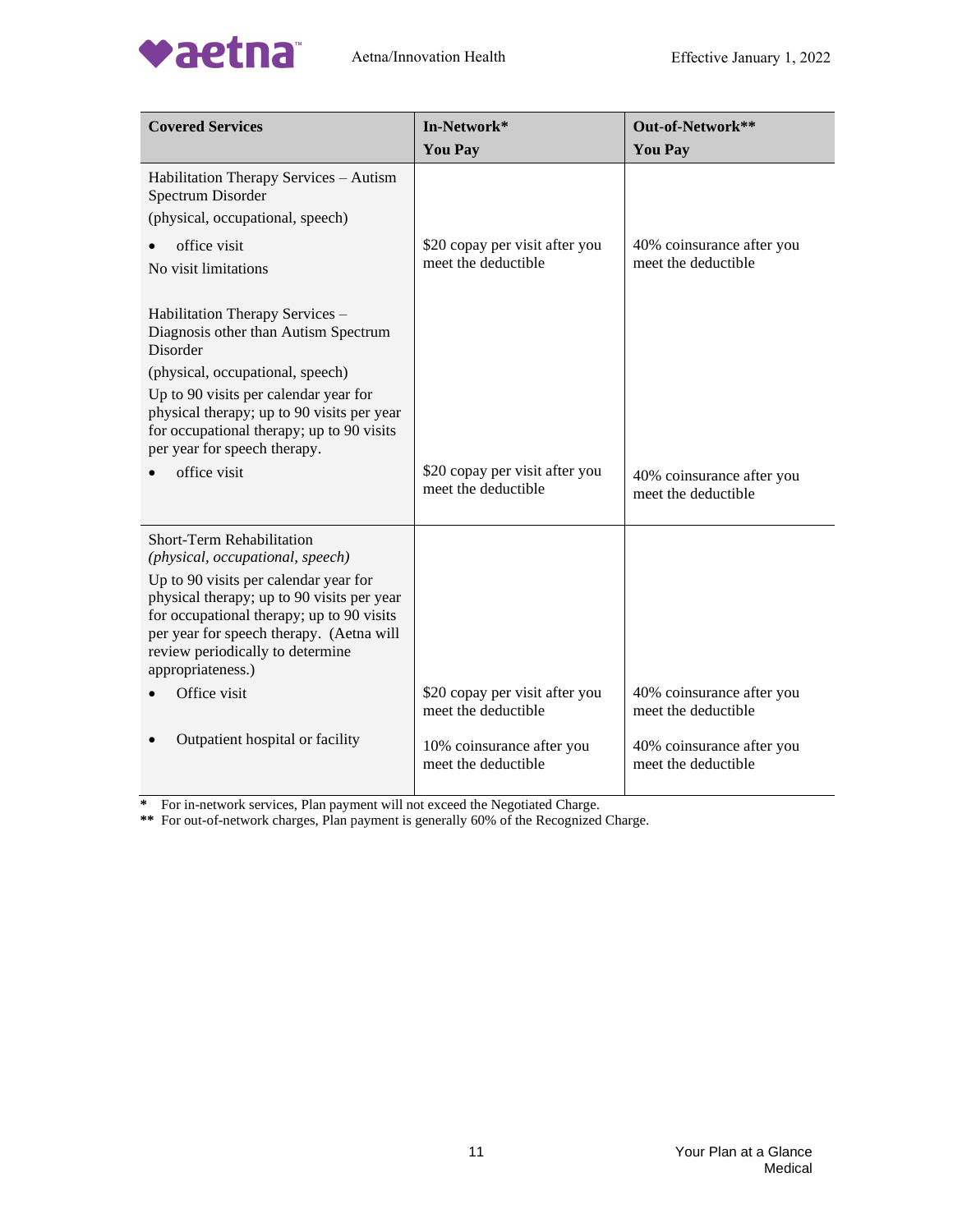| Covered Services | In-Network* You Pay | Out-of-Network** You Pay |
|---|---|---|
| Habilitation Therapy Services – Autism Spectrum Disorder (physical, occupational, speech) | | |
| • office visit<br>No visit limitations | $20 copay per visit after you meet the deductible | 40% coinsurance after you meet the deductible |
| Habilitation Therapy Services – Diagnosis other than Autism Spectrum Disorder (physical, occupational, speech)<br>Up to 90 visits per calendar year for physical therapy; up to 90 visits per year for occupational therapy; up to 90 visits per year for speech therapy. | | |
| • office visit | $20 copay per visit after you meet the deductible | 40% coinsurance after you meet the deductible |
| Short-Term Rehabilitation *(physical, occupational, speech)*<br>Up to 90 visits per calendar year for physical therapy; up to 90 visits per year for occupational therapy; up to 90 visits per year for speech therapy. (Aetna will review periodically to determine appropriateness.) | | |
| • Office visit | $20 copay per visit after you meet the deductible | 40% coinsurance after you meet the deductible |
| • Outpatient hospital or facility | 10% coinsurance after you meet the deductible | 40% coinsurance after you meet the deductible |

\* For in-network services, Plan payment will not exceed the Negotiated Charge.

\*\* For out-of-network charges, Plan payment is generally 60% of the Recognized Charge.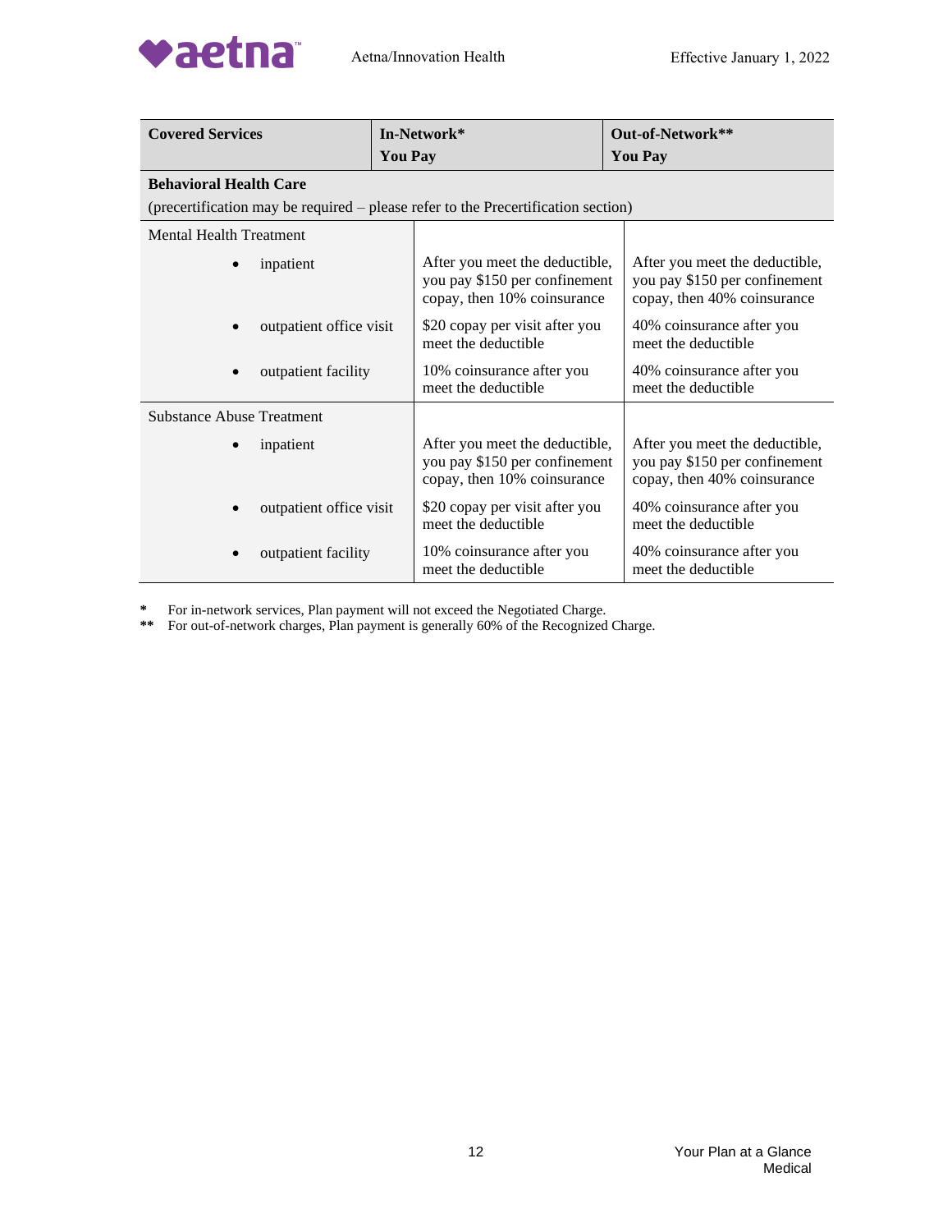| Covered Services | In-Network* You Pay | Out-of-Network** You Pay |
|---|---|---|
| **Behavioral Health Care** (precertification may be required – please refer to the Precertification section) | | |
| Mental Health Treatment | | |
| • inpatient | After you meet the deductible, you pay $150 per confinement copay, then 10% coinsurance | After you meet the deductible, you pay $150 per confinement copay, then 40% coinsurance |
| • outpatient office visit | $20 copay per visit after you meet the deductible | 40% coinsurance after you meet the deductible |
| • outpatient facility | 10% coinsurance after you meet the deductible | 40% coinsurance after you meet the deductible |
| Substance Abuse Treatment | | |
| • inpatient | After you meet the deductible, you pay $150 per confinement copay, then 10% coinsurance | After you meet the deductible, you pay $150 per confinement copay, then 40% coinsurance |
| • outpatient office visit | $20 copay per visit after you meet the deductible | 40% coinsurance after you meet the deductible |
| • outpatient facility | 10% coinsurance after you meet the deductible | 40% coinsurance after you meet the deductible |

* For in-network services, Plan payment will not exceed the Negotiated Charge.
** For out-of-network charges, Plan payment is generally 60% of the Recognized Charge.